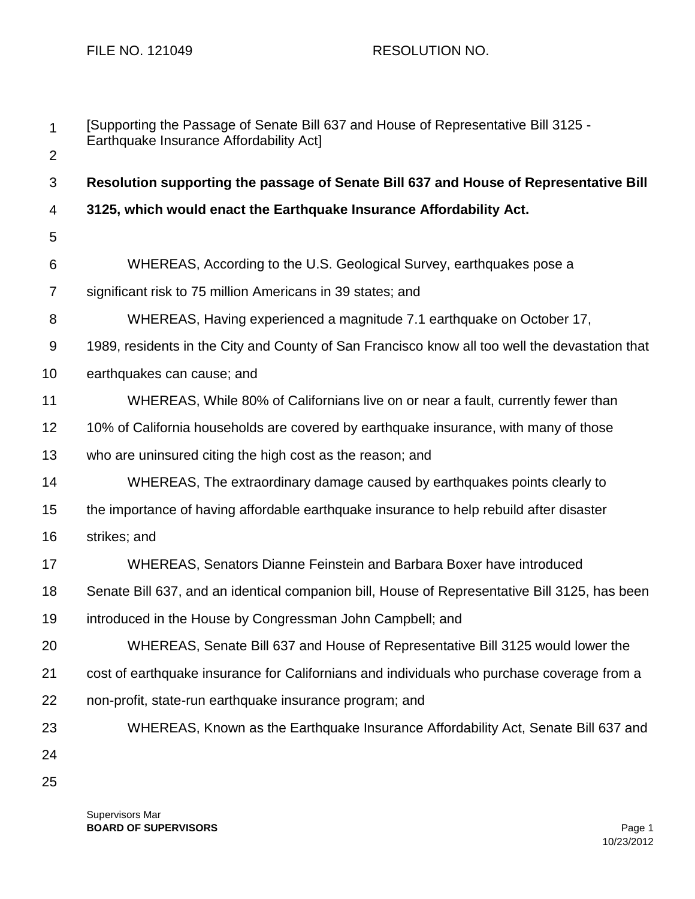FILE NO. 121049 RESOLUTION NO.

[Supporting the Passage of Senate Bill 637 and House of Representative Bill 3125 - Earthquake Insurance Affordability Act]

**Resolution supporting the passage of Senate Bill 637 and House of Representative Bill 3125, which would enact the Earthquake Insurance Affordability Act.**

WHEREAS, According to the U.S. Geological Survey, earthquakes pose a significant risk to 75 million Americans in 39 states; and

WHEREAS, Having experienced a magnitude 7.1 earthquake on October 17, 1989, residents in the City and County of San Francisco know all too well the devastation that earthquakes can cause; and

WHEREAS, While 80% of Californians live on or near a fault, currently fewer than 10% of California households are covered by earthquake insurance, with many of those who are uninsured citing the high cost as the reason; and

WHEREAS, The extraordinary damage caused by earthquakes points clearly to the importance of having affordable earthquake insurance to help rebuild after disaster strikes; and

WHEREAS, Senators Dianne Feinstein and Barbara Boxer have introduced Senate Bill 637, and an identical companion bill, House of Representative Bill 3125, has been introduced in the House by Congressman John Campbell; and

WHEREAS, Senate Bill 637 and House of Representative Bill 3125 would lower the cost of earthquake insurance for Californians and individuals who purchase coverage from a non-profit, state-run earthquake insurance program; and

WHEREAS, Known as the Earthquake Insurance Affordability Act, Senate Bill 637 and

Supervisors Mar
**BOARD OF SUPERVISORS**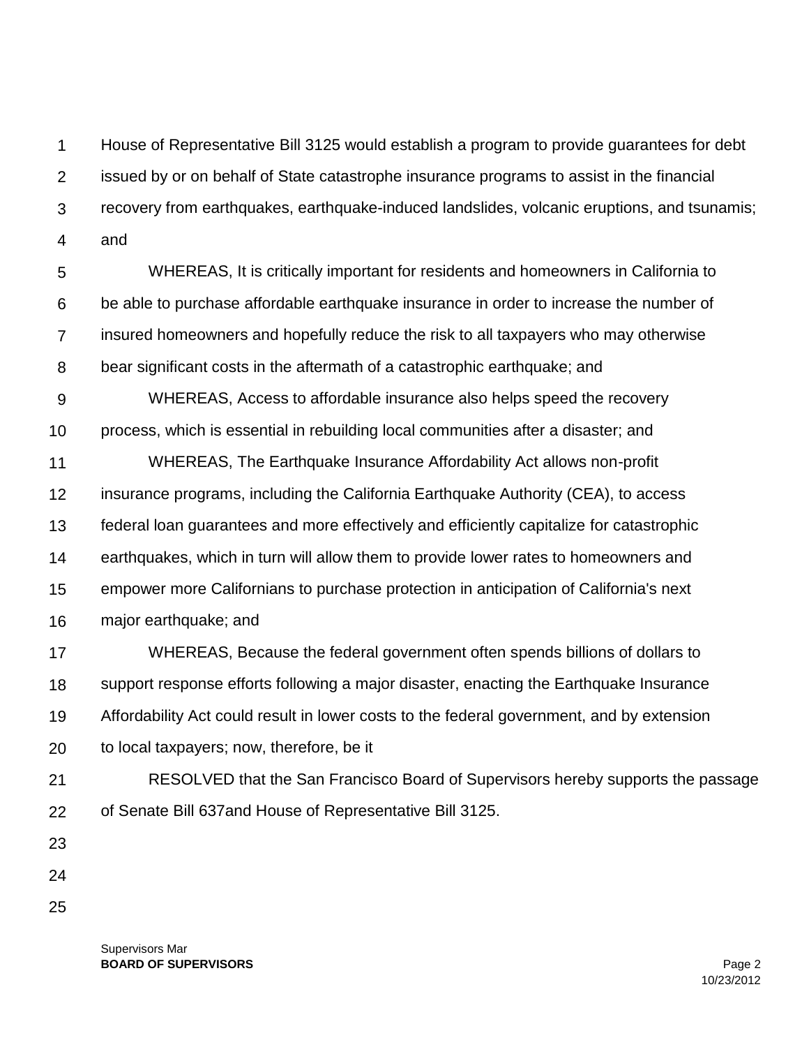House of Representative Bill 3125 would establish a program to provide guarantees for debt issued by or on behalf of State catastrophe insurance programs to assist in the financial recovery from earthquakes, earthquake-induced landslides, volcanic eruptions, and tsunamis; and

WHEREAS, It is critically important for residents and homeowners in California to be able to purchase affordable earthquake insurance in order to increase the number of insured homeowners and hopefully reduce the risk to all taxpayers who may otherwise bear significant costs in the aftermath of a catastrophic earthquake; and

WHEREAS, Access to affordable insurance also helps speed the recovery process, which is essential in rebuilding local communities after a disaster; and

WHEREAS, The Earthquake Insurance Affordability Act allows non-profit insurance programs, including the California Earthquake Authority (CEA), to access federal loan guarantees and more effectively and efficiently capitalize for catastrophic earthquakes, which in turn will allow them to provide lower rates to homeowners and empower more Californians to purchase protection in anticipation of California's next major earthquake; and

WHEREAS, Because the federal government often spends billions of dollars to support response efforts following a major disaster, enacting the Earthquake Insurance Affordability Act could result in lower costs to the federal government, and by extension to local taxpayers; now, therefore, be it

RESOLVED that the San Francisco Board of Supervisors hereby supports the passage of Senate Bill 637and House of Representative Bill 3125.